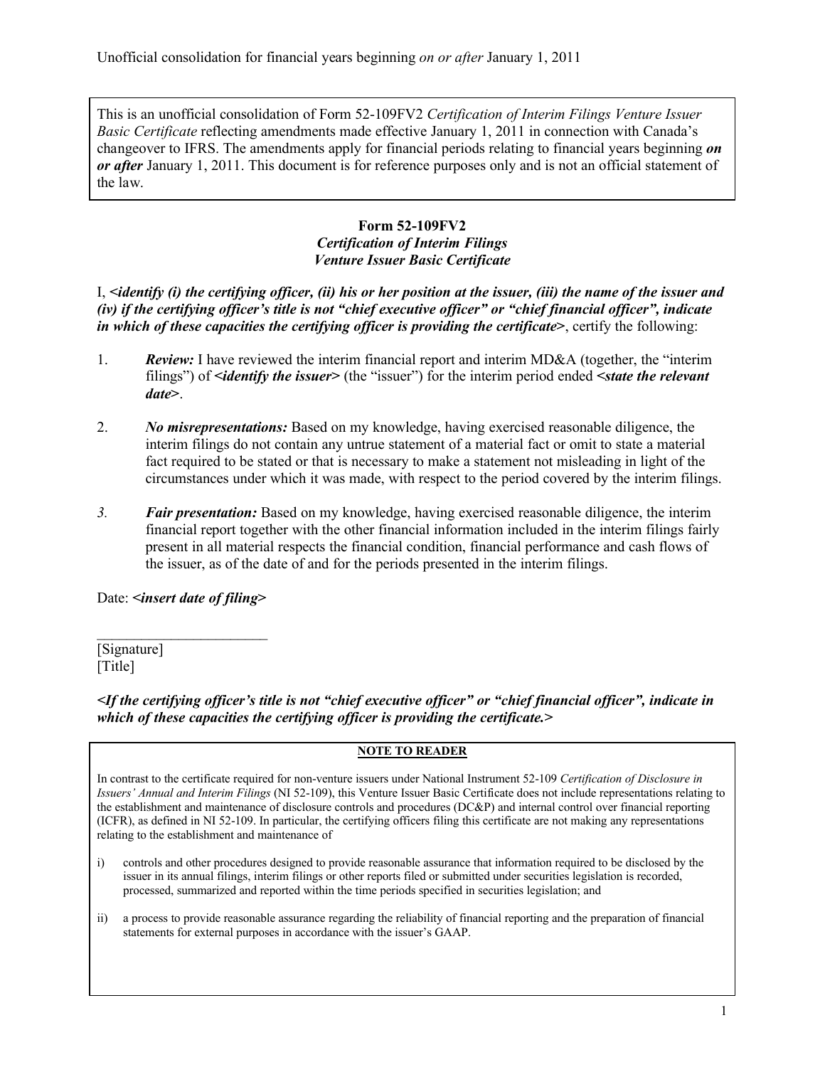Unofficial consolidation for financial years beginning *on or after* January 1, 2011

This is an unofficial consolidation of Form 52-109FV2 *Certification of Interim Filings Venture Issuer Basic Certificate* reflecting amendments made effective January 1, 2011 in connection with Canada's changeover to IFRS. The amendments apply for financial periods relating to financial years beginning ***on or after*** January 1, 2011. This document is for reference purposes only and is not an official statement of the law.

**Form 52-109FV2**
***Certification of Interim Filings***
***Venture Issuer Basic Certificate***

I, ***<identify (i) the certifying officer, (ii) his or her position at the issuer, (iii) the name of the issuer and (iv) if the certifying officer's title is not "chief executive officer" or "chief financial officer", indicate in which of these capacities the certifying officer is providing the certificate>***, certify the following:

1. ***Review:*** I have reviewed the interim financial report and interim MD&A (together, the "interim filings") of ***<identify the issuer>*** (the "issuer") for the interim period ended ***<state the relevant date>***.

2. ***No misrepresentations:*** Based on my knowledge, having exercised reasonable diligence, the interim filings do not contain any untrue statement of a material fact or omit to state a material fact required to be stated or that is necessary to make a statement not misleading in light of the circumstances under which it was made, with respect to the period covered by the interim filings.

3. ***Fair presentation:*** Based on my knowledge, having exercised reasonable diligence, the interim financial report together with the other financial information included in the interim filings fairly present in all material respects the financial condition, financial performance and cash flows of the issuer, as of the date of and for the periods presented in the interim filings.

Date: ***<insert date of filing>***

_______________________
[Signature]
[Title]

***<If the certifying officer's title is not "chief executive officer" or "chief financial officer", indicate in which of these capacities the certifying officer is providing the certificate.>***

**NOTE TO READER**

In contrast to the certificate required for non-venture issuers under National Instrument 52-109 *Certification of Disclosure in Issuers' Annual and Interim Filings* (NI 52-109), this Venture Issuer Basic Certificate does not include representations relating to the establishment and maintenance of disclosure controls and procedures (DC&P) and internal control over financial reporting (ICFR), as defined in NI 52-109. In particular, the certifying officers filing this certificate are not making any representations relating to the establishment and maintenance of

i) controls and other procedures designed to provide reasonable assurance that information required to be disclosed by the issuer in its annual filings, interim filings or other reports filed or submitted under securities legislation is recorded, processed, summarized and reported within the time periods specified in securities legislation; and

ii) a process to provide reasonable assurance regarding the reliability of financial reporting and the preparation of financial statements for external purposes in accordance with the issuer's GAAP.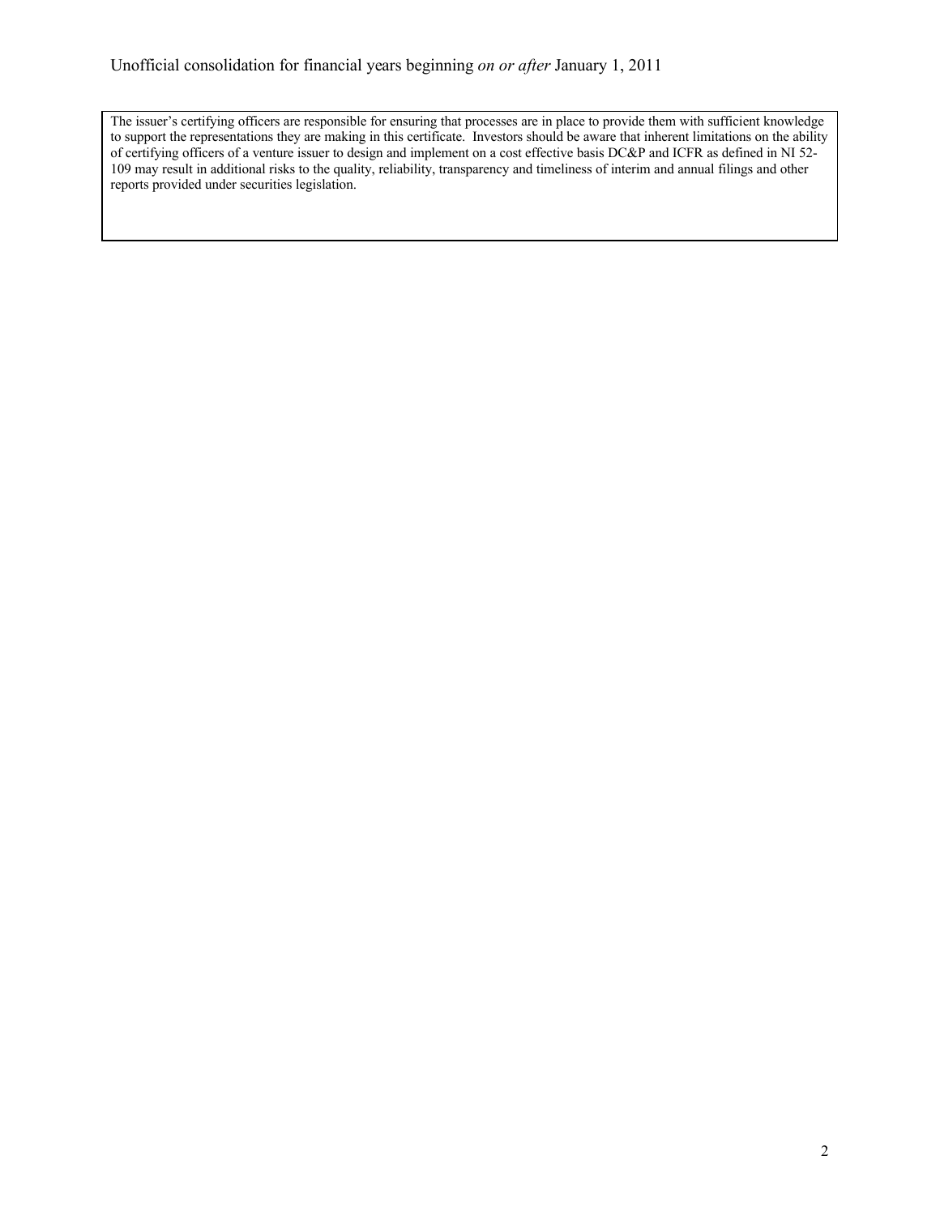The issuer's certifying officers are responsible for ensuring that processes are in place to provide them with sufficient knowledge to support the representations they are making in this certificate. Investors should be aware that inherent limitations on the ability of certifying officers of a venture issuer to design and implement on a cost effective basis DC&P and ICFR as defined in NI 52-109 may result in additional risks to the quality, reliability, transparency and timeliness of interim and annual filings and other reports provided under securities legislation.